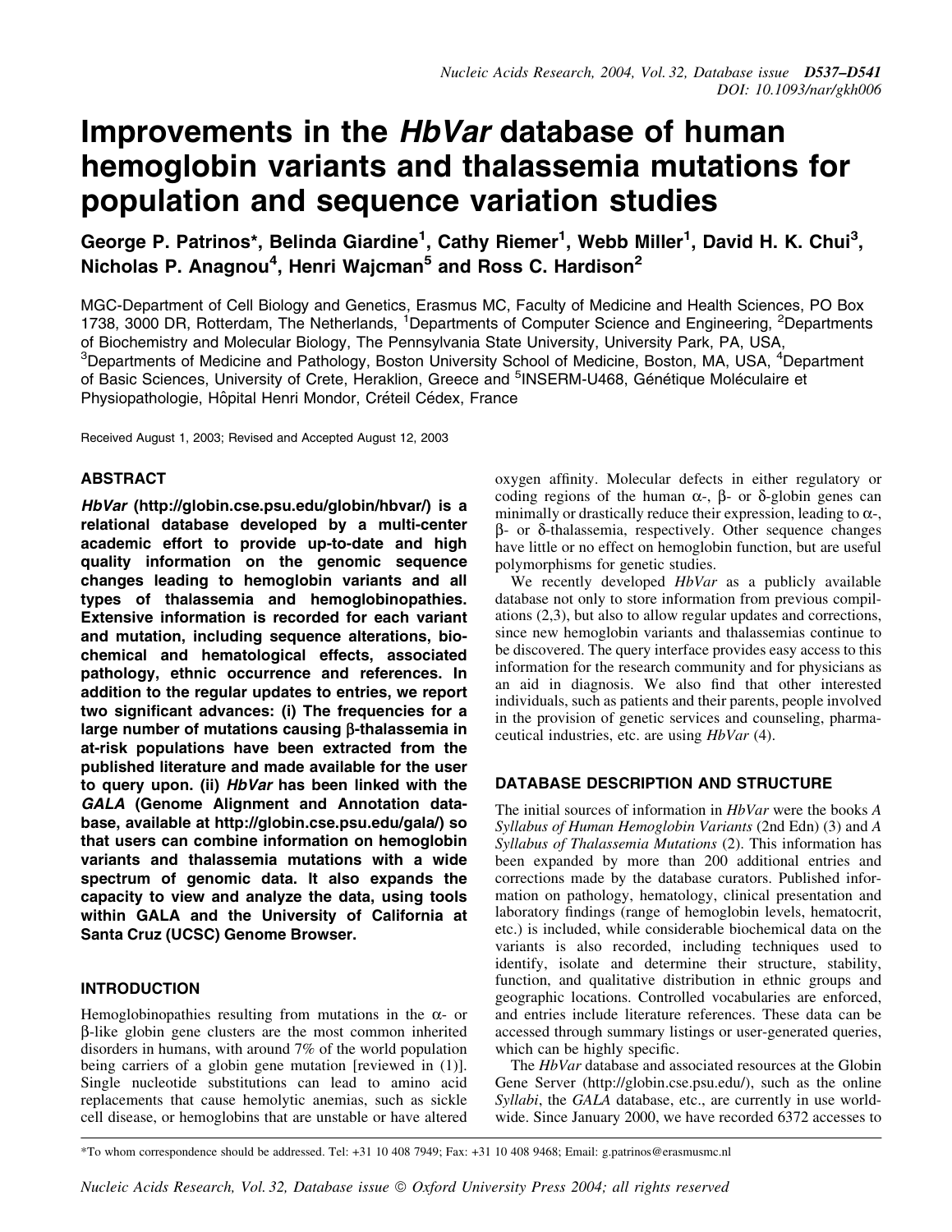# Improvements in the *HbVar* database of human hemoglobin variants and thalassemia mutations for population and sequence variation studies

George P. Patrinos*, Belinda Giardine[1], Cathy Riemer[1], Webb Miller[1], David H. K. Chui[3], Nicholas P. Anagnou[4], Henri Wajcman[5] and Ross C. Hardison[2]

MGC-Department of Cell Biology and Genetics, Erasmus MC, Faculty of Medicine and Health Sciences, PO Box 1738, 3000 DR, Rotterdam, The Netherlands, [1]Departments of Computer Science and Engineering, [2]Departments of Biochemistry and Molecular Biology, The Pennsylvania State University, University Park, PA, USA, [3]Departments of Medicine and Pathology, Boston University School of Medicine, Boston, MA, USA, [4]Department of Basic Sciences, University of Crete, Heraklion, Greece and [5]INSERM-U468, Génétique Moléculaire et Physiopathologie, Hôpital Henri Mondor, Créteil Cédex, France

Received August 1, 2003; Revised and Accepted August 12, 2003

## ABSTRACT

***HbVar* (http://globin.cse.psu.edu/globin/hbvar/) is a relational database developed by a multi-center academic effort to provide up-to-date and high quality information on the genomic sequence changes leading to hemoglobin variants and all types of thalassemia and hemoglobinopathies. Extensive information is recorded for each variant and mutation, including sequence alterations, biochemical and hematological effects, associated pathology, ethnic occurrence and references. In addition to the regular updates to entries, we report two significant advances: (i) The frequencies for a large number of mutations causing β-thalassemia in at-risk populations have been extracted from the published literature and made available for the user to query upon. (ii) *HbVar* has been linked with the *GALA* (Genome Alignment and Annotation database, available at http://globin.cse.psu.edu/gala/) so that users can combine information on hemoglobin variants and thalassemia mutations with a wide spectrum of genomic data. It also expands the capacity to view and analyze the data, using tools within GALA and the University of California at Santa Cruz (UCSC) Genome Browser.**

## INTRODUCTION

Hemoglobinopathies resulting from mutations in the α- or β-like globin gene clusters are the most common inherited disorders in humans, with around 7% of the world population being carriers of a globin gene mutation [reviewed in (1)]. Single nucleotide substitutions can lead to amino acid replacements that cause hemolytic anemias, such as sickle cell disease, or hemoglobins that are unstable or have altered oxygen affinity. Molecular defects in either regulatory or coding regions of the human α-, β- or δ-globin genes can minimally or drastically reduce their expression, leading to α-, β- or δ-thalassemia, respectively. Other sequence changes have little or no effect on hemoglobin function, but are useful polymorphisms for genetic studies.

We recently developed *HbVar* as a publicly available database not only to store information from previous compilations (2,3), but also to allow regular updates and corrections, since new hemoglobin variants and thalassemias continue to be discovered. The query interface provides easy access to this information for the research community and for physicians as an aid in diagnosis. We also find that other interested individuals, such as patients and their parents, people involved in the provision of genetic services and counseling, pharmaceutical industries, etc. are using *HbVar* (4).

## DATABASE DESCRIPTION AND STRUCTURE

The initial sources of information in *HbVar* were the books *A Syllabus of Human Hemoglobin Variants* (2nd Edn) (3) and *A Syllabus of Thalassemia Mutations* (2). This information has been expanded by more than 200 additional entries and corrections made by the database curators. Published information on pathology, hematology, clinical presentation and laboratory findings (range of hemoglobin levels, hematocrit, etc.) is included, while considerable biochemical data on the variants is also recorded, including techniques used to identify, isolate and determine their structure, stability, function, and qualitative distribution in ethnic groups and geographic locations. Controlled vocabularies are enforced, and entries include literature references. These data can be accessed through summary listings or user-generated queries, which can be highly specific.

The *HbVar* database and associated resources at the Globin Gene Server (http://globin.cse.psu.edu/), such as the online *Syllabi*, the *GALA* database, etc., are currently in use worldwide. Since January 2000, we have recorded 6372 accesses to

*To whom correspondence should be addressed. Tel: +31 10 408 7949; Fax: +31 10 408 9468; Email: g.patrinos@erasmusmc.nl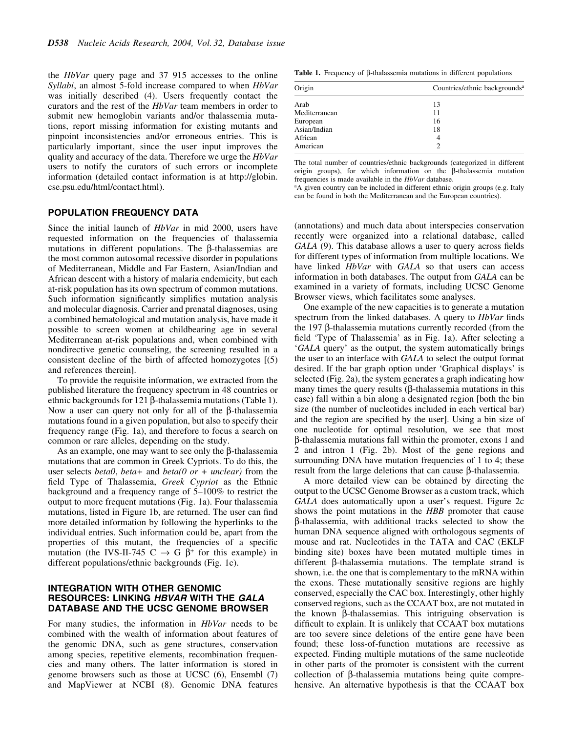the *HbVar* query page and 37 915 accesses to the online *Syllabi*, an almost 5-fold increase compared to when *HbVar* was initially described (4). Users frequently contact the curators and the rest of the *HbVar* team members in order to submit new hemoglobin variants and/or thalassemia mutations, report missing information for existing mutants and pinpoint inconsistencies and/or erroneous entries. This is particularly important, since the user input improves the quality and accuracy of the data. Therefore we urge the *HbVar* users to notify the curators of such errors or incomplete information (detailed contact information is at http://globin.cse.psu.edu/html/contact.html).

## POPULATION FREQUENCY DATA

Since the initial launch of *HbVar* in mid 2000, users have requested information on the frequencies of thalassemia mutations in different populations. The β-thalassemias are the most common autosomal recessive disorder in populations of Mediterranean, Middle and Far Eastern, Asian/Indian and African descent with a history of malaria endemicity, but each at-risk population has its own spectrum of common mutations. Such information significantly simplifies mutation analysis and molecular diagnosis. Carrier and prenatal diagnoses, using a combined hematological and mutation analysis, have made it possible to screen women at childbearing age in several Mediterranean at-risk populations and, when combined with nondirective genetic counseling, the screening resulted in a consistent decline of the birth of affected homozygotes [(5) and references therein].

To provide the requisite information, we extracted from the published literature the frequency spectrum in 48 countries or ethnic backgrounds for 121 β-thalassemia mutations (Table 1). Now a user can query not only for all of the β-thalassemia mutations found in a given population, but also to specify their frequency range (Fig. 1a), and therefore to focus a search on common or rare alleles, depending on the study.

As an example, one may want to see only the β-thalassemia mutations that are common in Greek Cypriots. To do this, the user selects *beta0*, *beta+* and *beta(0 or + unclear)* from the field Type of Thalassemia, *Greek Cypriot* as the Ethnic background and a frequency range of 5–100% to restrict the output to more frequent mutations (Fig. 1a). Four thalassemia mutations, listed in Figure 1b, are returned. The user can find more detailed information by following the hyperlinks to the individual entries. Such information could be, apart from the properties of this mutant, the frequencies of a specific mutation (the IVS-II-745 C → G $\beta^+$ for this example) in different populations/ethnic backgrounds (Fig. 1c).

## INTEGRATION WITH OTHER GENOMIC RESOURCES: LINKING *HBVAR* WITH THE *GALA* DATABASE AND THE UCSC GENOME BROWSER

For many studies, the information in *HbVar* needs to be combined with the wealth of information about features of the genomic DNA, such as gene structures, conservation among species, repetitive elements, recombination frequencies and many others. The latter information is stored in genome browsers such as those at UCSC (6), Ensembl (7) and MapViewer at NCBI (8). Genomic DNA features

**Table 1.** Frequency of β-thalassemia mutations in different populations

| Origin | Countries/ethnic backgrounds[a] |
|---|---|
| Arab | 13 |
| Mediterranean | 11 |
| European | 16 |
| Asian/Indian | 18 |
| African | 4 |
| American | 2 |

The total number of countries/ethnic backgrounds (categorized in different origin groups), for which information on the β-thalassemia mutation frequencies is made available in the *HbVar* database.

[a]A given country can be included in different ethnic origin groups (e.g. Italy can be found in both the Mediterranean and the European countries).

(annotations) and much data about interspecies conservation recently were organized into a relational database, called *GALA* (9). This database allows a user to query across fields for different types of information from multiple locations. We have linked *HbVar* with *GALA* so that users can access information in both databases. The output from *GALA* can be examined in a variety of formats, including UCSC Genome Browser views, which facilitates some analyses.

One example of the new capacities is to generate a mutation spectrum from the linked databases. A query to *HbVar* finds the 197 β-thalassemia mutations currently recorded (from the field 'Type of Thalassemia' as in Fig. 1a). After selecting a '*GALA* query' as the output, the system automatically brings the user to an interface with *GALA* to select the output format desired. If the bar graph option under 'Graphical displays' is selected (Fig. 2a), the system generates a graph indicating how many times the query results (β-thalassemia mutations in this case) fall within a bin along a designated region [both the bin size (the number of nucleotides included in each vertical bar) and the region are specified by the user]. Using a bin size of one nucleotide for optimal resolution, we see that most β-thalassemia mutations fall within the promoter, exons 1 and 2 and intron 1 (Fig. 2b). Most of the gene regions and surrounding DNA have mutation frequencies of 1 to 4; these result from the large deletions that can cause β-thalassemia.

A more detailed view can be obtained by directing the output to the UCSC Genome Browser as a custom track, which *GALA* does automatically upon a user's request. Figure 2c shows the point mutations in the *HBB* promoter that cause β-thalassemia, with additional tracks selected to show the human DNA sequence aligned with orthologous segments of mouse and rat. Nucleotides in the TATA and CAC (EKLF binding site) boxes have been mutated multiple times in different β-thalassemia mutations. The template strand is shown, i.e. the one that is complementary to the mRNA within the exons. These mutationally sensitive regions are highly conserved, especially the CAC box. Interestingly, other highly conserved regions, such as the CCAAT box, are not mutated in the known β-thalassemias. This intriguing observation is difficult to explain. It is unlikely that CCAAT box mutations are too severe since deletions of the entire gene have been found; these loss-of-function mutations are recessive as expected. Finding multiple mutations of the same nucleotide in other parts of the promoter is consistent with the current collection of β-thalassemia mutations being quite comprehensive. An alternative hypothesis is that the CCAAT box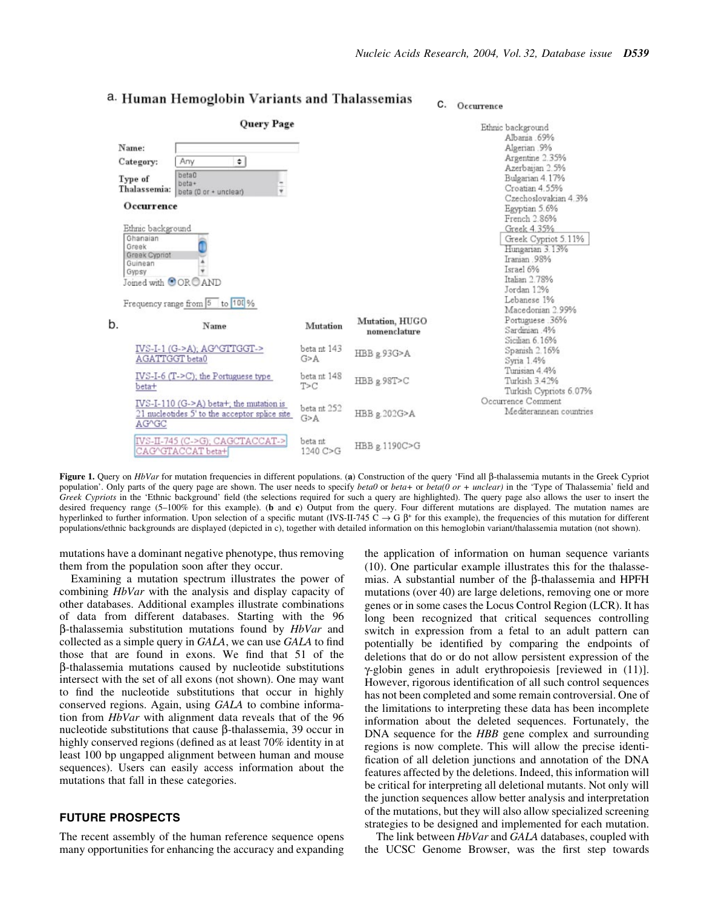a. **Human Hemoglobin Variants and Thalassemias**

**Query Page**

Name:

Category: Any

Type of Thalassemia: beta0 / beta+ / beta (0 or + unclear)

**Occurrence**

Ethnic background: Ghanaian / Greek / Greek Cypriot / Guinean / Gypsy

Joined with OR AND

Frequency range from 5 to 100 %

b.

| Name | Mutation | Mutation, HUGO nomenclature |
| --- | --- | --- |
| IVS-I-1 (G->A); AG^GTTGGT-> AGATTGGT beta0 | beta nt 143 G>A | HBB g.93G>A |
| IVS-I-6 (T->C); the Portuguese type beta+ | beta nt 148 T>C | HBB g.98T>C |
| IVS-I-110 (G->A) beta+; the mutation is 21 nucleotides 5' to the acceptor splice site AG^GC | beta nt 252 G>A | HBB g.202G>A |
| IVS-II-745 (C->G); CAGCTACCAT-> CAG^GTACCAT beta+ | beta nt 1240 C>G | HBB g.1190C>G |

c. Occurrence

Ethnic background
- Albania .69%
- Algerian .9%
- Argentine 2.35%
- Azerbaijan 2.5%
- Bulgarian 4.17%
- Croatian 4.55%
- Czechoslovakian 4.3%
- Egyptian 5.6%
- French 2.86%
- Greek 4.35%
- Greek Cypriot 5.11%
- Hungarian 3.13%
- Iranian .98%
- Israel 6%
- Italian 2.78%
- Jordan 12%
- Lebanese 1%
- Macedonian 2.99%
- Portuguese .36%
- Sardinian .4%
- Sicilian 6.16%
- Spanish 2.16%
- Syria 1.4%
- Tunisian 4.4%
- Turkish 3.42%
- Turkish Cypriots 6.07%

Occurrence Comment
- Mediterannean countries

**Figure 1.** Query on *HbVar* for mutation frequencies in different populations. (**a**) Construction of the query 'Find all β-thalassemia mutants in the Greek Cypriot population'. Only parts of the query page are shown. The user needs to specify *beta0* or *beta+* or *beta(0 or + unclear)* in the 'Type of Thalassemia' field and *Greek Cypriots* in the 'Ethnic background' field (the selections required for such a query are highlighted). The query page also allows the user to insert the desired frequency range (5–100% for this example). (**b** and **c**) Output from the query. Four different mutations are displayed. The mutation names are hyperlinked to further information. Upon selection of a specific mutant (IVS-II-745 C → G β+ for this example), the frequencies of this mutation for different populations/ethnic backgrounds are displayed (depicted in c), together with detailed information on this hemoglobin variant/thalassemia mutation (not shown).

mutations have a dominant negative phenotype, thus removing them from the population soon after they occur.

Examining a mutation spectrum illustrates the power of combining *HbVar* with the analysis and display capacity of other databases. Additional examples illustrate combinations of data from different databases. Starting with the 96 β-thalassemia substitution mutations found by *HbVar* and collected as a simple query in *GALA*, we can use *GALA* to find those that are found in exons. We find that 51 of the β-thalassemia mutations caused by nucleotide substitutions intersect with the set of all exons (not shown). One may want to find the nucleotide substitutions that occur in highly conserved regions. Again, using *GALA* to combine information from *HbVar* with alignment data reveals that of the 96 nucleotide substitutions that cause β-thalassemia, 39 occur in highly conserved regions (defined as at least 70% identity in at least 100 bp ungapped alignment between human and mouse sequences). Users can easily access information about the mutations that fall in these categories.

## FUTURE PROSPECTS

The recent assembly of the human reference sequence opens many opportunities for enhancing the accuracy and expanding the application of information on human sequence variants (10). One particular example illustrates this for the thalassemias. A substantial number of the β-thalassemia and HPFH mutations (over 40) are large deletions, removing one or more genes or in some cases the Locus Control Region (LCR). It has long been recognized that critical sequences controlling switch in expression from a fetal to an adult pattern can potentially be identified by comparing the endpoints of deletions that do or do not allow persistent expression of the γ-globin genes in adult erythropoiesis [reviewed in (11)]. However, rigorous identification of all such control sequences has not been completed and some remain controversial. One of the limitations to interpreting these data has been incomplete information about the deleted sequences. Fortunately, the DNA sequence for the *HBB* gene complex and surrounding regions is now complete. This will allow the precise identification of all deletion junctions and annotation of the DNA features affected by the deletions. Indeed, this information will be critical for interpreting all deletional mutants. Not only will the junction sequences allow better analysis and interpretation of the mutations, but they will also allow specialized screening strategies to be designed and implemented for each mutation.

The link between *HbVar* and *GALA* databases, coupled with the UCSC Genome Browser, was the first step towards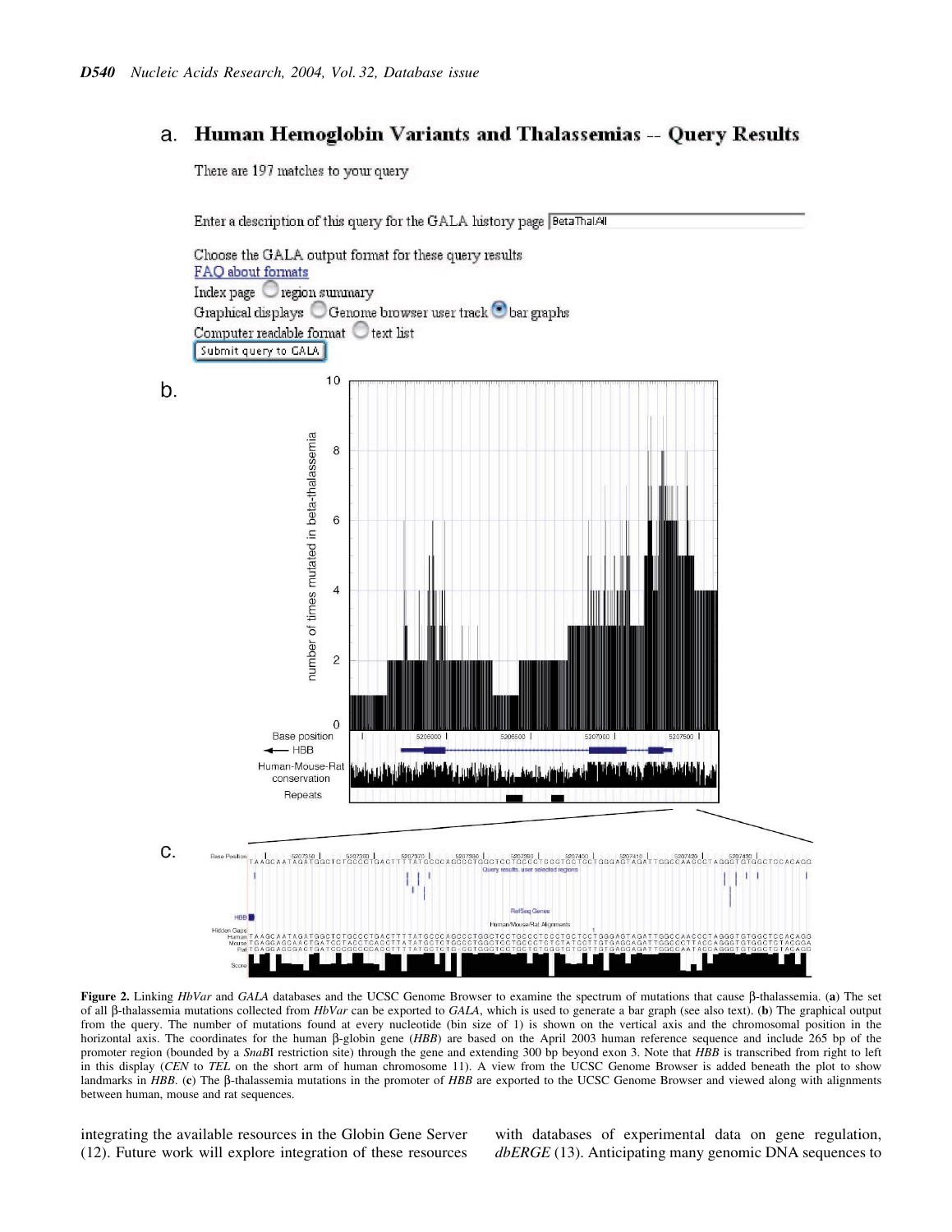**Figure 2.** Linking *HbVar* and *GALA* databases and the UCSC Genome Browser to examine the spectrum of mutations that cause β-thalassemia. (**a**) The set of all β-thalassemia mutations collected from *HbVar* can be exported to *GALA*, which is used to generate a bar graph (see also text). (**b**) The graphical output from the query. The number of mutations found at every nucleotide (bin size of 1) is shown on the vertical axis and the chromosomal position in the horizontal axis. The coordinates for the human β-globin gene (*HBB*) are based on the April 2003 human reference sequence and include 265 bp of the promoter region (bounded by a *SnaB*I restriction site) through the gene and extending 300 bp beyond exon 3. Note that *HBB* is transcribed from right to left in this display (*CEN* to *TEL* on the short arm of human chromosome 11). A view from the UCSC Genome Browser is added beneath the plot to show landmarks in *HBB*. (**c**) The β-thalassemia mutations in the promoter of *HBB* are exported to the UCSC Genome Browser and viewed along with alignments between human, mouse and rat sequences.

integrating the available resources in the Globin Gene Server (12). Future work will explore integration of these resources with databases of experimental data on gene regulation, *dbERGE* (13). Anticipating many genomic DNA sequences to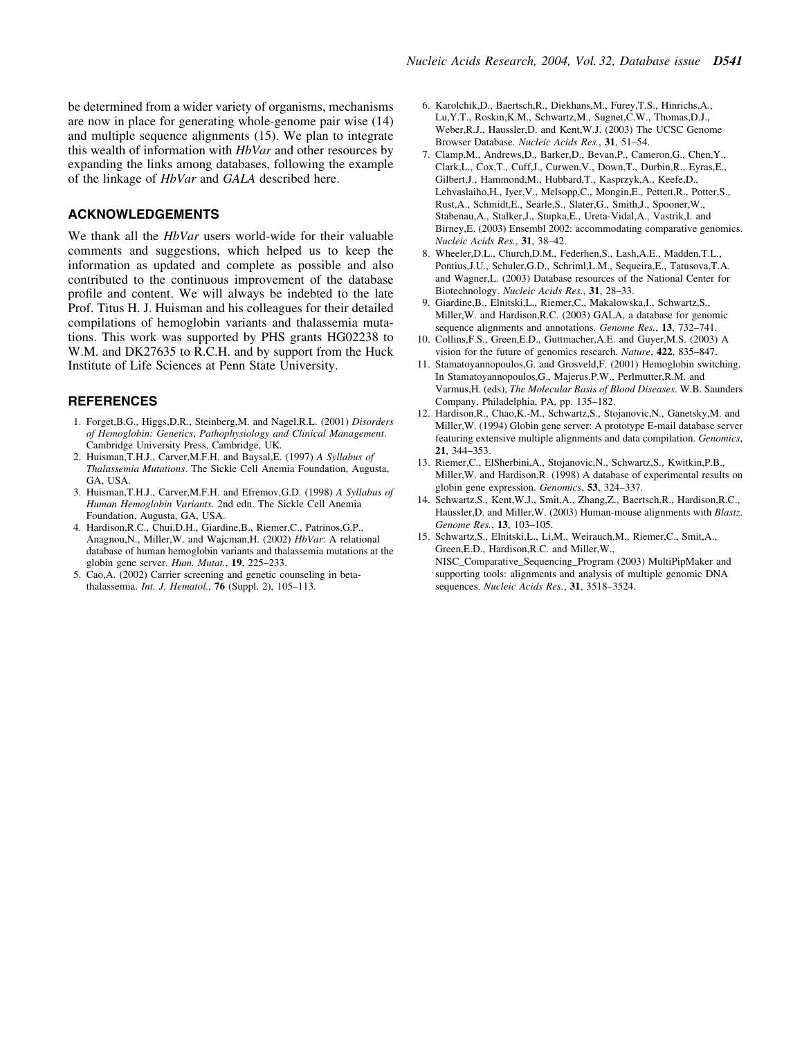be determined from a wider variety of organisms, mechanisms are now in place for generating whole-genome pair wise (14) and multiple sequence alignments (15). We plan to integrate this wealth of information with *HbVar* and other resources by expanding the links among databases, following the example of the linkage of *HbVar* and *GALA* described here.

## ACKNOWLEDGEMENTS

We thank all the *HbVar* users world-wide for their valuable comments and suggestions, which helped us to keep the information as updated and complete as possible and also contributed to the continuous improvement of the database profile and content. We will always be indebted to the late Prof. Titus H. J. Huisman and his colleagues for their detailed compilations of hemoglobin variants and thalassemia mutations. This work was supported by PHS grants HG02238 to W.M. and DK27635 to R.C.H. and by support from the Huck Institute of Life Sciences at Penn State University.

## REFERENCES

1. Forget,B.G., Higgs,D.R., Steinberg,M. and Nagel,R.L. (2001) *Disorders of Hemoglobin: Genetics, Pathophysiology and Clinical Management*. Cambridge University Press, Cambridge, UK.
2. Huisman,T.H.J., Carver,M.F.H. and Baysal,E. (1997) *A Syllabus of Thalassemia Mutations*. The Sickle Cell Anemia Foundation, Augusta, GA, USA.
3. Huisman,T.H.J., Carver,M.F.H. and Efremov,G.D. (1998) *A Syllabus of Human Hemoglobin Variants.* 2nd edn. The Sickle Cell Anemia Foundation, Augusta, GA, USA.
4. Hardison,R.C., Chui,D.H., Giardine,B., Riemer,C., Patrinos,G.P., Anagnou,N., Miller,W. and Wajcman,H. (2002) *HbVar*: A relational database of human hemoglobin variants and thalassemia mutations at the globin gene server. *Hum. Mutat.*, **19**, 225–233.
5. Cao,A. (2002) Carrier screening and genetic counseling in beta-thalassemia. *Int. J. Hematol.*, **76** (Suppl. 2), 105–113.
6. Karolchik,D., Baertsch,R., Diekhans,M., Furey,T.S., Hinrichs,A., Lu,Y.T., Roskin,K.M., Schwartz,M., Sugnet,C.W., Thomas,D.J., Weber,R.J., Haussler,D. and Kent,W.J. (2003) The UCSC Genome Browser Database. *Nucleic Acids Res.*, **31**, 51–54.
7. Clamp,M., Andrews,D., Barker,D., Bevan,P., Cameron,G., Chen,Y., Clark,L., Cox,T., Cuff,J., Curwen,V., Down,T., Durbin,R., Eyras,E., Gilbert,J., Hammond,M., Hubbard,T., Kasprzyk,A., Keefe,D., Lehvaslaiho,H., Iyer,V., Melsopp,C., Mongin,E., Pettett,R., Potter,S., Rust,A., Schmidt,E., Searle,S., Slater,G., Smith,J., Spooner,W., Stabenau,A., Stalker,J., Stupka,E., Ureta-Vidal,A., Vastrik,I. and Birney,E. (2003) Ensembl 2002: accommodating comparative genomics. *Nucleic Acids Res.*, **31**, 38–42.
8. Wheeler,D.L., Church,D.M., Federhen,S., Lash,A.E., Madden,T.L., Pontius,J.U., Schuler,G.D., Schriml,L.M., Sequeira,E., Tatusova,T.A. and Wagner,L. (2003) Database resources of the National Center for Biotechnology. *Nucleic Acids Res.*, **31**, 28–33.
9. Giardine,B., Elnitski,L., Riemer,C., Makalowska,I., Schwartz,S., Miller,W. and Hardison,R.C. (2003) GALA, a database for genomic sequence alignments and annotations. *Genome Res.*, **13**, 732–741.
10. Collins,F.S., Green,E.D., Guttmacher,A.E. and Guyer,M.S. (2003) A vision for the future of genomics research. *Nature*, **422**, 835–847.
11. Stamatoyannopoulos,G. and Grosveld,F. (2001) Hemoglobin switching. In Stamatoyannopoulos,G., Majerus,P.W., Perlmutter,R.M. and Varmus,H. (eds), *The Molecular Basis of Blood Diseases*. W.B. Saunders Company, Philadelphia, PA, pp. 135–182.
12. Hardison,R., Chao,K.-M., Schwartz,S., Stojanovic,N., Ganetsky,M. and Miller,W. (1994) Globin gene server: A prototype E-mail database server featuring extensive multiple alignments and data compilation. *Genomics*, **21**, 344–353.
13. Riemer,C., ElSherbini,A., Stojanovic,N., Schwartz,S., Kwitkin,P.B., Miller,W. and Hardison,R. (1998) A database of experimental results on globin gene expression. *Genomics*, **53**, 324–337.
14. Schwartz,S., Kent,W.J., Smit,A., Zhang,Z., Baertsch,R., Hardison,R.C., Haussler,D. and Miller,W. (2003) Human-mouse alignments with *Blastz*. *Genome Res.*, **13**, 103–105.
15. Schwartz,S., Elnitski,L., Li,M., Weirauch,M., Riemer,C., Smit,A., Green,E.D., Hardison,R.C. and Miller,W., NISC_Comparative_Sequencing_Program (2003) MultiPipMaker and supporting tools: alignments and analysis of multiple genomic DNA sequences. *Nucleic Acids Res.*, **31**, 3518–3524.